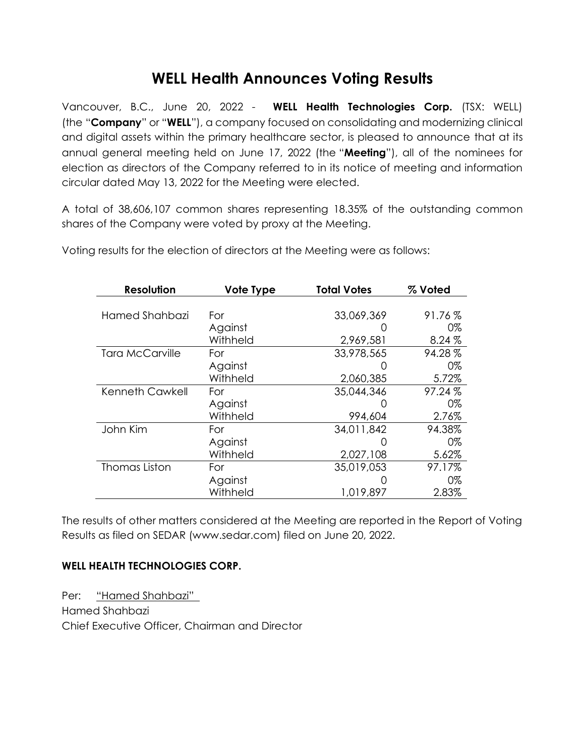# WELL Health Announces Voting Results

Vancouver, B.C., June 20, 2022 - **WELL Health Technologies Corp.** (TSX: WELL) (the "**Company**" or "**WELL**"), a company focused on consolidating and modernizing clinical and digital assets within the primary healthcare sector, is pleased to announce that at its annual general meeting held on June 17, 2022 (the "**Meeting**"), all of the nominees for election as directors of the Company referred to in its notice of meeting and information circular dated May 13, 2022 for the Meeting were elected.

A total of 38,606,107 common shares representing 18.35% of the outstanding common shares of the Company were voted by proxy at the Meeting.

Voting results for the election of directors at the Meeting were as follows:

| Resolution | Vote Type | Total Votes | % Voted |
|---|---|---|---|
| Hamed Shahbazi | For | 33,069,369 | 91.76 % |
| | Against | 0 | 0% |
| | Withheld | 2,969,581 | 8.24 % |
| Tara McCarville | For | 33,978,565 | 94.28 % |
| | Against | 0 | 0% |
| | Withheld | 2,060,385 | 5.72% |
| Kenneth Cawkell | For | 35,044,346 | 97.24 % |
| | Against | 0 | 0% |
| | Withheld | 994,604 | 2.76% |
| John Kim | For | 34,011,842 | 94.38% |
| | Against | 0 | 0% |
| | Withheld | 2,027,108 | 5.62% |
| Thomas Liston | For | 35,019,053 | 97.17% |
| | Against | 0 | 0% |
| | Withheld | 1,019,897 | 2.83% |

The results of other matters considered at the Meeting are reported in the Report of Voting Results as filed on SEDAR (www.sedar.com) filed on June 20, 2022.

**WELL HEALTH TECHNOLOGIES CORP.**

Per: "Hamed Shahbazi"

Hamed Shahbazi

Chief Executive Officer, Chairman and Director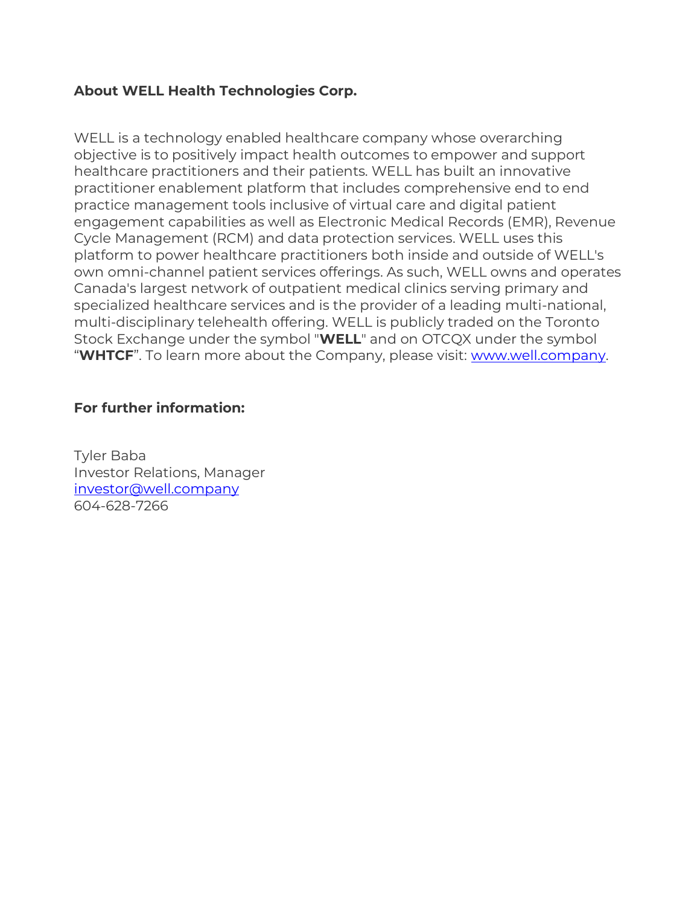**About WELL Health Technologies Corp.**

WELL is a technology enabled healthcare company whose overarching objective is to positively impact health outcomes to empower and support healthcare practitioners and their patients. WELL has built an innovative practitioner enablement platform that includes comprehensive end to end practice management tools inclusive of virtual care and digital patient engagement capabilities as well as Electronic Medical Records (EMR), Revenue Cycle Management (RCM) and data protection services. WELL uses this platform to power healthcare practitioners both inside and outside of WELL's own omni-channel patient services offerings. As such, WELL owns and operates Canada's largest network of outpatient medical clinics serving primary and specialized healthcare services and is the provider of a leading multi-national, multi-disciplinary telehealth offering. WELL is publicly traded on the Toronto Stock Exchange under the symbol "**WELL**" and on OTCQX under the symbol "**WHTCF**". To learn more about the Company, please visit: [www.well.company](http://www.well.company).

**For further information:**

Tyler Baba
Investor Relations, Manager
[investor@well.company](mailto:investor@well.company)
604-628-7266